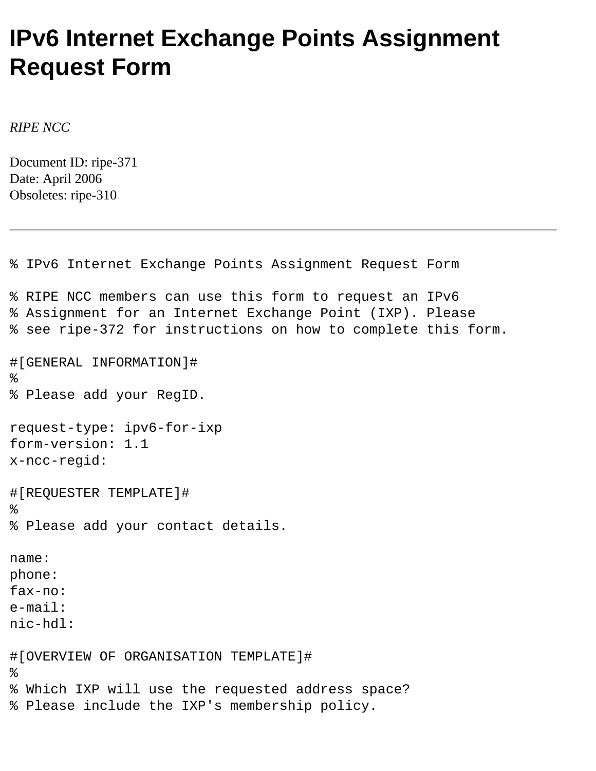# IPv6 Internet Exchange Points Assignment Request Form

*RIPE NCC*

Document ID: ripe-371
Date: April 2006
Obsoletes: ripe-310

---

```
% IPv6 Internet Exchange Points Assignment Request Form

% RIPE NCC members can use this form to request an IPv6
% Assignment for an Internet Exchange Point (IXP). Please
% see ripe-372 for instructions on how to complete this form.

#[GENERAL INFORMATION]#
%
% Please add your RegID.

request-type: ipv6-for-ixp
form-version: 1.1
x-ncc-regid:

#[REQUESTER TEMPLATE]#
%
% Please add your contact details.

name:
phone:
fax-no:
e-mail:
nic-hdl:

#[OVERVIEW OF ORGANISATION TEMPLATE]#
%
% Which IXP will use the requested address space?
% Please include the IXP's membership policy.
```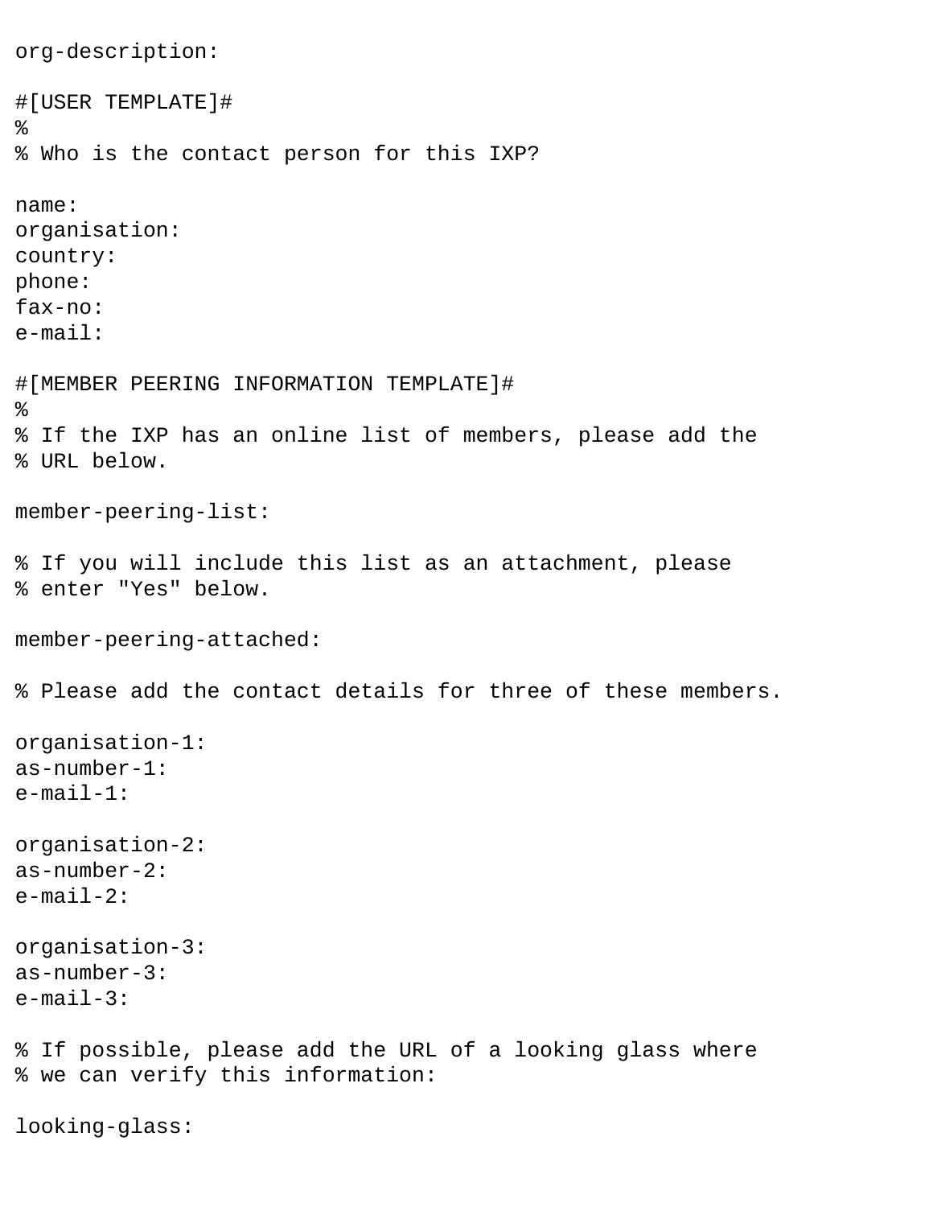```
org-description:

#[USER TEMPLATE]#
%
% Who is the contact person for this IXP?

name:
organisation:
country:
phone:
fax-no:
e-mail:

#[MEMBER PEERING INFORMATION TEMPLATE]#
%
% If the IXP has an online list of members, please add the
% URL below.

member-peering-list:

% If you will include this list as an attachment, please
% enter "Yes" below.

member-peering-attached:

% Please add the contact details for three of these members.

organisation-1:
as-number-1:
e-mail-1:

organisation-2:
as-number-2:
e-mail-2:

organisation-3:
as-number-3:
e-mail-3:

% If possible, please add the URL of a looking glass where
% we can verify this information:

looking-glass:
```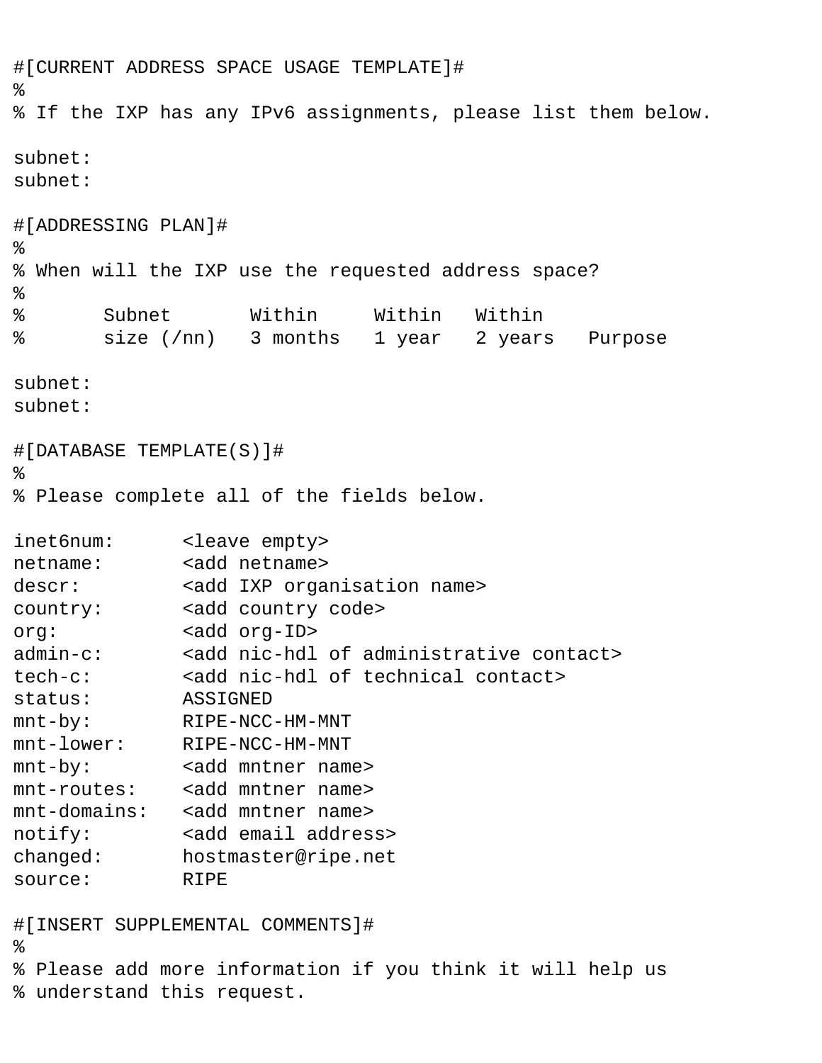```
#[CURRENT ADDRESS SPACE USAGE TEMPLATE]#
%
% If the IXP has any IPv6 assignments, please list them below.

subnet:
subnet:

#[ADDRESSING PLAN]#
%
% When will the IXP use the requested address space?
%
%       Subnet       Within     Within   Within
%       size (/nn)   3 months   1 year   2 years   Purpose

subnet:
subnet:

#[DATABASE TEMPLATE(S)]#
%
% Please complete all of the fields below.

inet6num:      <leave empty>
netname:       <add netname>
descr:         <add IXP organisation name>
country:       <add country code>
org:           <add org-ID>
admin-c:       <add nic-hdl of administrative contact>
tech-c:        <add nic-hdl of technical contact>
status:        ASSIGNED
mnt-by:        RIPE-NCC-HM-MNT
mnt-lower:     RIPE-NCC-HM-MNT
mnt-by:        <add mntner name>
mnt-routes:    <add mntner name>
mnt-domains:   <add mntner name>
notify:        <add email address>
changed:       hostmaster@ripe.net
source:        RIPE

#[INSERT SUPPLEMENTAL COMMENTS]#
%
% Please add more information if you think it will help us
% understand this request.
```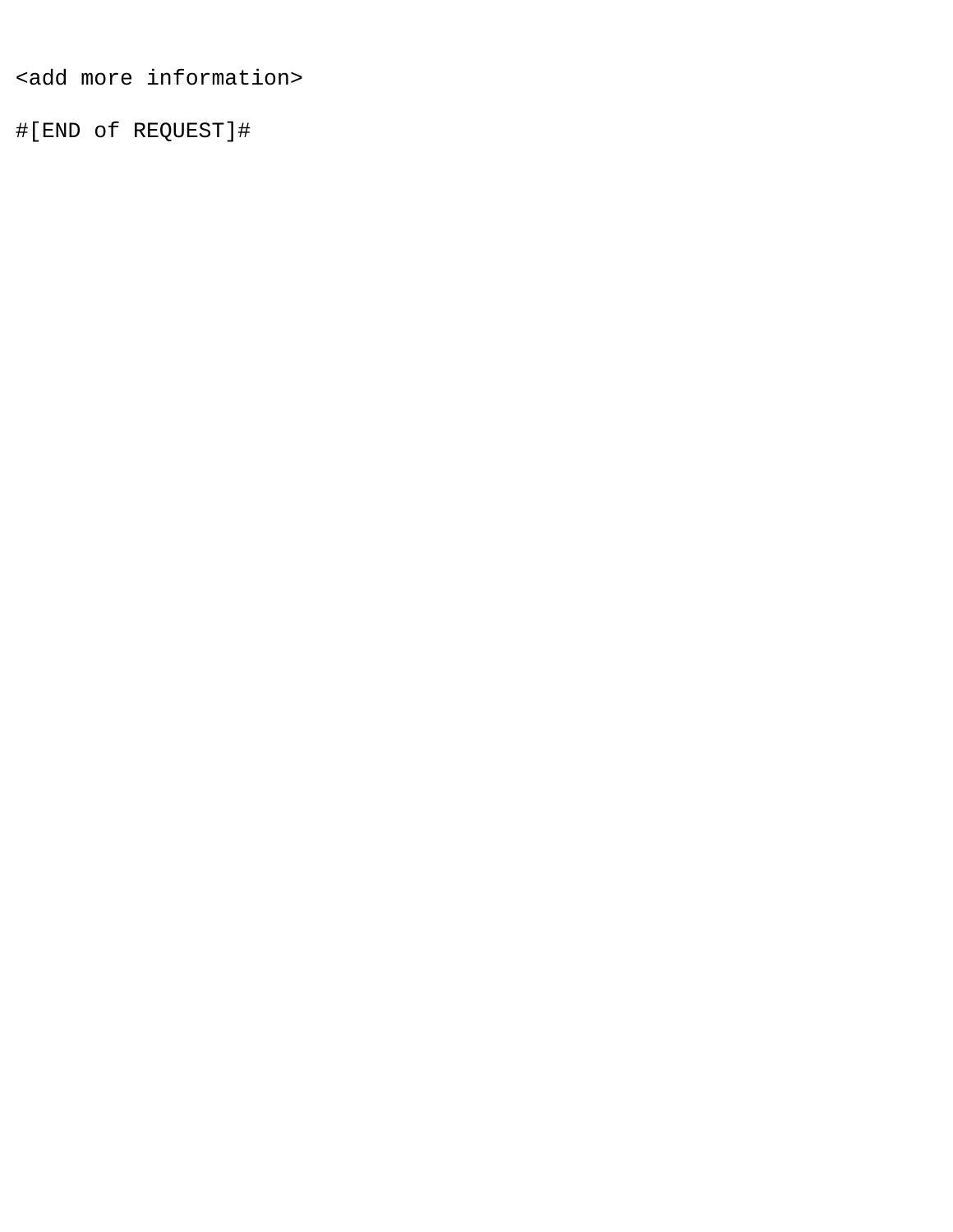<add more information>

#[END of REQUEST]#